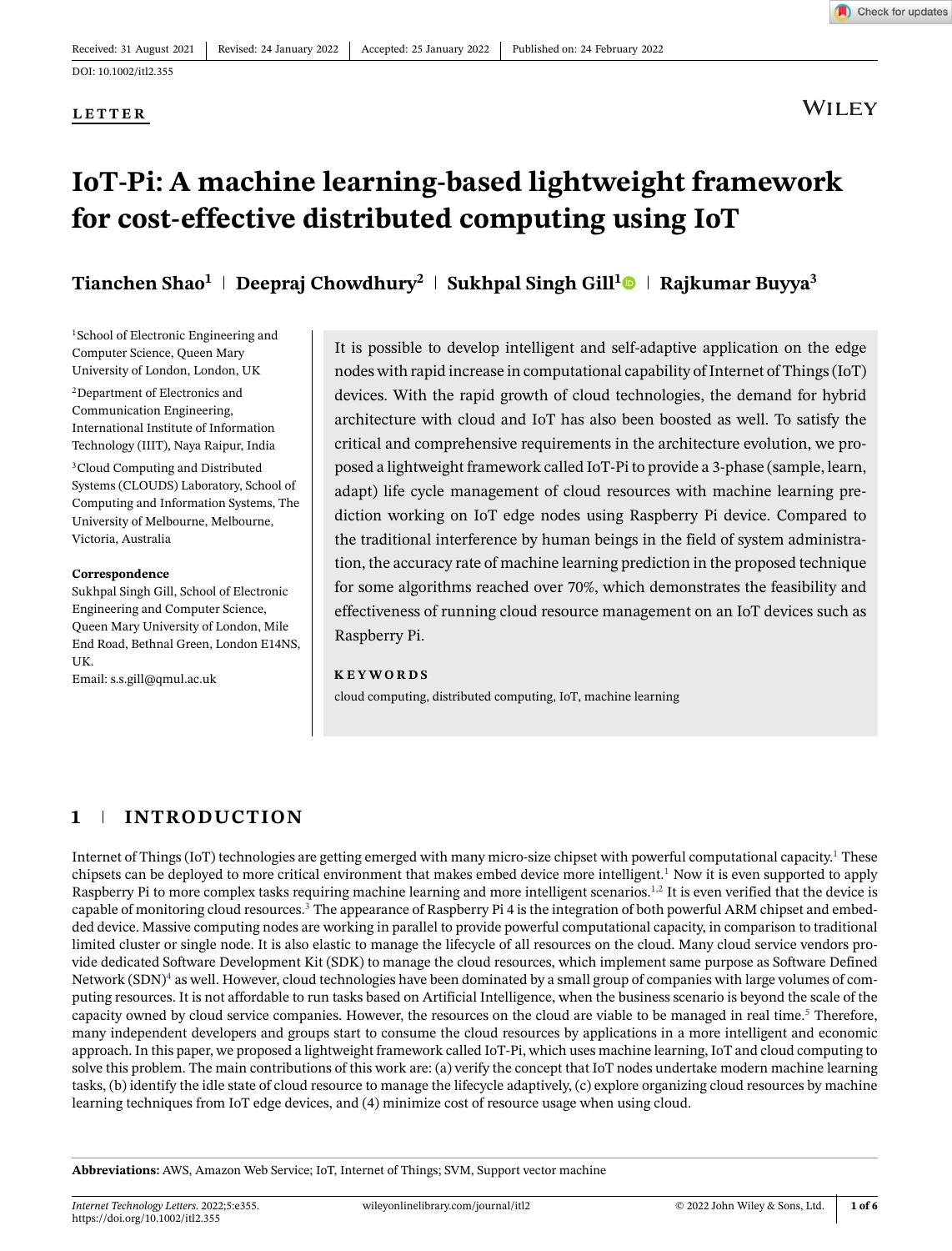Received: 31 August 2021 | Revised: 24 January 2022 | Accepted: 25 January 2022 | Published on: 24 February 2022

DOI: 10.1002/itl2.355

**LETTER**

# IoT-Pi: A machine learning-based lightweight framework for cost-effective distributed computing using IoT

**Tianchen Shao[1] | Deepraj Chowdhury[2] | Sukhpal Singh Gill[1] | Rajkumar Buyya[3]**

[1]School of Electronic Engineering and Computer Science, Queen Mary University of London, London, UK

[2]Department of Electronics and Communication Engineering, International Institute of Information Technology (IIIT), Naya Raipur, India

[3]Cloud Computing and Distributed Systems (CLOUDS) Laboratory, School of Computing and Information Systems, The University of Melbourne, Melbourne, Victoria, Australia

**Correspondence**
Sukhpal Singh Gill, School of Electronic Engineering and Computer Science, Queen Mary University of London, Mile End Road, Bethnal Green, London E14NS, UK.
Email: s.s.gill@qmul.ac.uk

It is possible to develop intelligent and self-adaptive application on the edge nodes with rapid increase in computational capability of Internet of Things (IoT) devices. With the rapid growth of cloud technologies, the demand for hybrid architecture with cloud and IoT has also been boosted as well. To satisfy the critical and comprehensive requirements in the architecture evolution, we proposed a lightweight framework called IoT-Pi to provide a 3-phase (sample, learn, adapt) life cycle management of cloud resources with machine learning prediction working on IoT edge nodes using Raspberry Pi device. Compared to the traditional interference by human beings in the field of system administration, the accuracy rate of machine learning prediction in the proposed technique for some algorithms reached over 70%, which demonstrates the feasibility and effectiveness of running cloud resource management on an IoT devices such as Raspberry Pi.

**KEYWORDS**

cloud computing, distributed computing, IoT, machine learning

## 1 | INTRODUCTION

Internet of Things (IoT) technologies are getting emerged with many micro-size chipset with powerful computational capacity.[1] These chipsets can be deployed to more critical environment that makes embed device more intelligent.[1] Now it is even supported to apply Raspberry Pi to more complex tasks requiring machine learning and more intelligent scenarios.[1,2] It is even verified that the device is capable of monitoring cloud resources.[3] The appearance of Raspberry Pi 4 is the integration of both powerful ARM chipset and embedded device. Massive computing nodes are working in parallel to provide powerful computational capacity, in comparison to traditional limited cluster or single node. It is also elastic to manage the lifecycle of all resources on the cloud. Many cloud service vendors provide dedicated Software Development Kit (SDK) to manage the cloud resources, which implement same purpose as Software Defined Network (SDN)[4] as well. However, cloud technologies have been dominated by a small group of companies with large volumes of computing resources. It is not affordable to run tasks based on Artificial Intelligence, when the business scenario is beyond the scale of the capacity owned by cloud service companies. However, the resources on the cloud are viable to be managed in real time.[5] Therefore, many independent developers and groups start to consume the cloud resources by applications in a more intelligent and economic approach. In this paper, we proposed a lightweight framework called IoT-Pi, which uses machine learning, IoT and cloud computing to solve this problem. The main contributions of this work are: (a) verify the concept that IoT nodes undertake modern machine learning tasks, (b) identify the idle state of cloud resource to manage the lifecycle adaptively, (c) explore organizing cloud resources by machine learning techniques from IoT edge devices, and (4) minimize cost of resource usage when using cloud.

**Abbreviations:** AWS, Amazon Web Service; IoT, Internet of Things; SVM, Support vector machine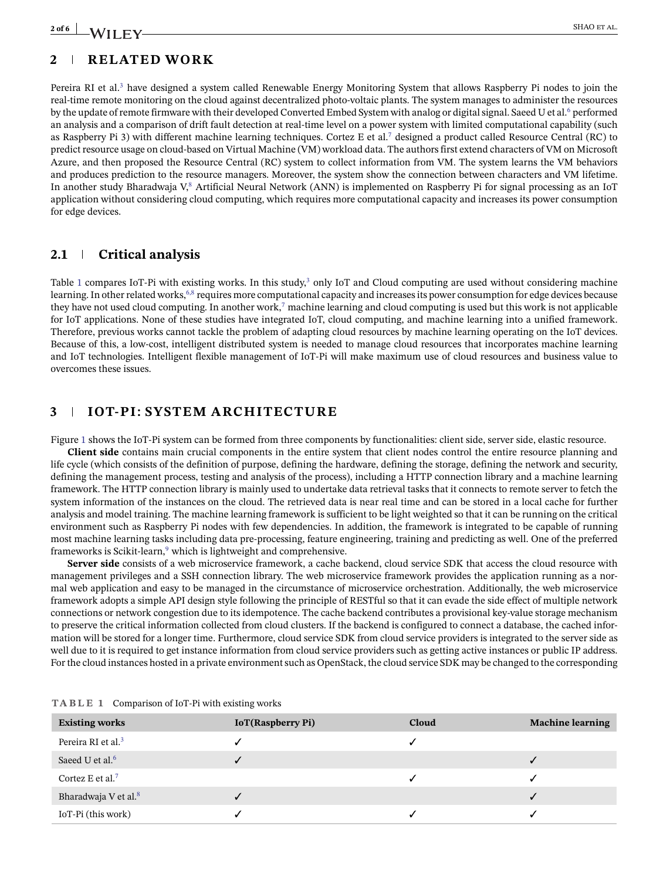## 2 | RELATED WORK

Pereira RI et al.[3] have designed a system called Renewable Energy Monitoring System that allows Raspberry Pi nodes to join the real-time remote monitoring on the cloud against decentralized photo-voltaic plants. The system manages to administer the resources by the update of remote firmware with their developed Converted Embed System with analog or digital signal. Saeed U et al.[6] performed an analysis and a comparison of drift fault detection at real-time level on a power system with limited computational capability (such as Raspberry Pi 3) with different machine learning techniques. Cortez E et al.[7] designed a product called Resource Central (RC) to predict resource usage on cloud-based on Virtual Machine (VM) workload data. The authors first extend characters of VM on Microsoft Azure, and then proposed the Resource Central (RC) system to collect information from VM. The system learns the VM behaviors and produces prediction to the resource managers. Moreover, the system show the connection between characters and VM lifetime. In another study Bharadwaja V,[8] Artificial Neural Network (ANN) is implemented on Raspberry Pi for signal processing as an IoT application without considering cloud computing, which requires more computational capacity and increases its power consumption for edge devices.

### 2.1 | Critical analysis

Table 1 compares IoT-Pi with existing works. In this study,[3] only IoT and Cloud computing are used without considering machine learning. In other related works,[6,8] requires more computational capacity and increases its power consumption for edge devices because they have not used cloud computing. In another work,[7] machine learning and cloud computing is used but this work is not applicable for IoT applications. None of these studies have integrated IoT, cloud computing, and machine learning into a unified framework. Therefore, previous works cannot tackle the problem of adapting cloud resources by machine learning operating on the IoT devices. Because of this, a low-cost, intelligent distributed system is needed to manage cloud resources that incorporates machine learning and IoT technologies. Intelligent flexible management of IoT-Pi will make maximum use of cloud resources and business value to overcomes these issues.

## 3 | IOT-PI: SYSTEM ARCHITECTURE

Figure 1 shows the IoT-Pi system can be formed from three components by functionalities: client side, server side, elastic resource.

**Client side** contains main crucial components in the entire system that client nodes control the entire resource planning and life cycle (which consists of the definition of purpose, defining the hardware, defining the storage, defining the network and security, defining the management process, testing and analysis of the process), including a HTTP connection library and a machine learning framework. The HTTP connection library is mainly used to undertake data retrieval tasks that it connects to remote server to fetch the system information of the instances on the cloud. The retrieved data is near real time and can be stored in a local cache for further analysis and model training. The machine learning framework is sufficient to be light weighted so that it can be running on the critical environment such as Raspberry Pi nodes with few dependencies. In addition, the framework is integrated to be capable of running most machine learning tasks including data pre-processing, feature engineering, training and predicting as well. One of the preferred frameworks is Scikit-learn,[9] which is lightweight and comprehensive.

**Server side** consists of a web microservice framework, a cache backend, cloud service SDK that access the cloud resource with management privileges and a SSH connection library. The web microservice framework provides the application running as a normal web application and easy to be managed in the circumstance of microservice orchestration. Additionally, the web microservice framework adopts a simple API design style following the principle of RESTful so that it can evade the side effect of multiple network connections or network congestion due to its idempotence. The cache backend contributes a provisional key-value storage mechanism to preserve the critical information collected from cloud clusters. If the backend is configured to connect a database, the cached information will be stored for a longer time. Furthermore, cloud service SDK from cloud service providers is integrated to the server side as well due to it is required to get instance information from cloud service providers such as getting active instances or public IP address. For the cloud instances hosted in a private environment such as OpenStack, the cloud service SDK may be changed to the corresponding

**TABLE 1** Comparison of IoT-Pi with existing works

| Existing works | IoT(Raspberry Pi) | Cloud | Machine learning |
|---|---|---|---|
| Pereira RI et al.[3] | ✓ | ✓ | |
| Saeed U et al.[6] | ✓ | | ✓ |
| Cortez E et al.[7] | | ✓ | ✓ |
| Bharadwaja V et al.[8] | ✓ | | ✓ |
| IoT-Pi (this work) | ✓ | ✓ | ✓ |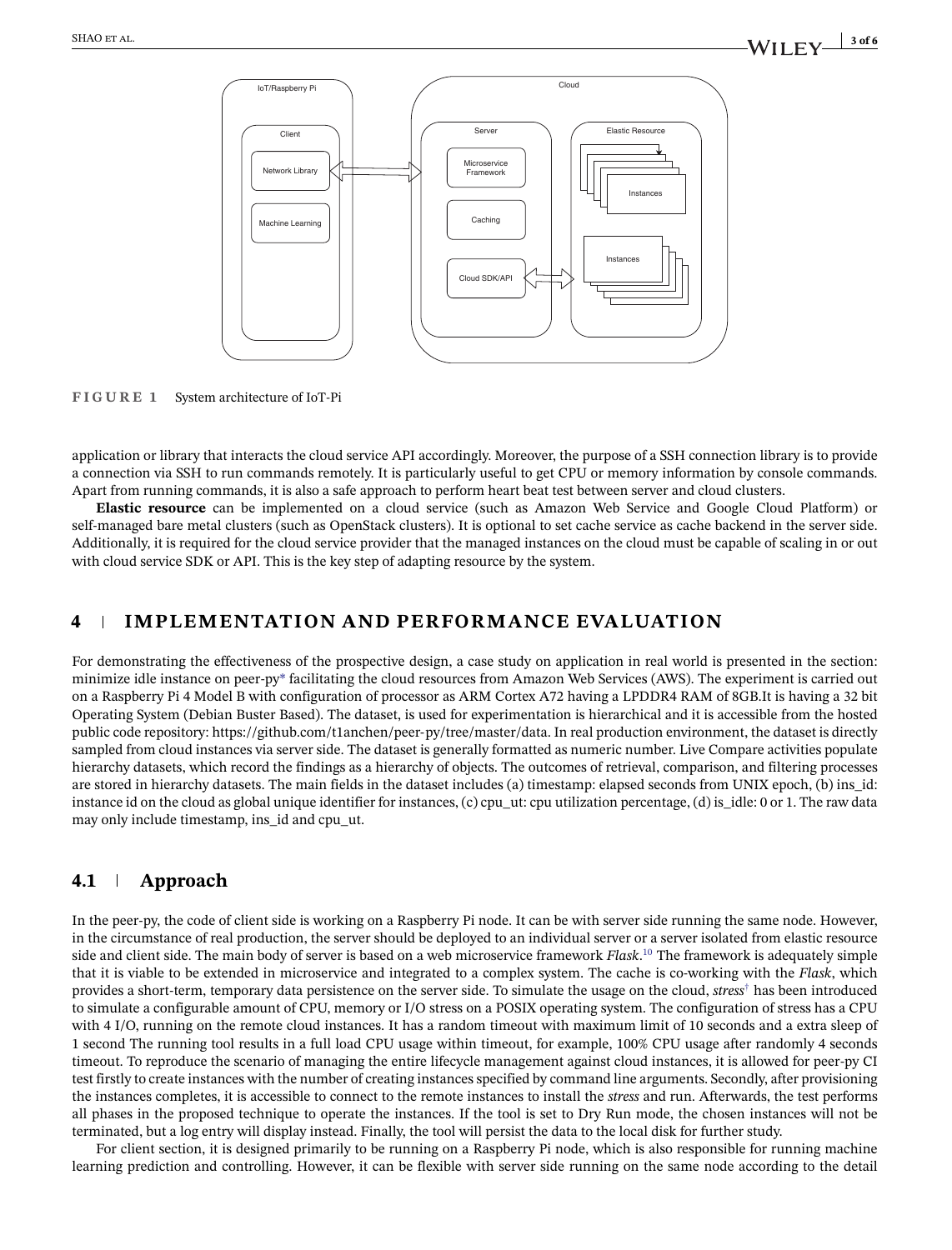FIGURE 1 System architecture of IoT-Pi

application or library that interacts the cloud service API accordingly. Moreover, the purpose of a SSH connection library is to provide a connection via SSH to run commands remotely. It is particularly useful to get CPU or memory information by console commands. Apart from running commands, it is also a safe approach to perform heart beat test between server and cloud clusters.

**Elastic resource** can be implemented on a cloud service (such as Amazon Web Service and Google Cloud Platform) or self-managed bare metal clusters (such as OpenStack clusters). It is optional to set cache service as cache backend in the server side. Additionally, it is required for the cloud service provider that the managed instances on the cloud must be capable of scaling in or out with cloud service SDK or API. This is the key step of adapting resource by the system.

## 4 IMPLEMENTATION AND PERFORMANCE EVALUATION

For demonstrating the effectiveness of the prospective design, a case study on application in real world is presented in the section: minimize idle instance on peer-py* facilitating the cloud resources from Amazon Web Services (AWS). The experiment is carried out on a Raspberry Pi 4 Model B with configuration of processor as ARM Cortex A72 having a LPDDR4 RAM of 8GB.It is having a 32 bit Operating System (Debian Buster Based). The dataset, is used for experimentation is hierarchical and it is accessible from the hosted public code repository: https://github.com/t1anchen/peer-py/tree/master/data. In real production environment, the dataset is directly sampled from cloud instances via server side. The dataset is generally formatted as numeric number. Live Compare activities populate hierarchy datasets, which record the findings as a hierarchy of objects. The outcomes of retrieval, comparison, and filtering processes are stored in hierarchy datasets. The main fields in the dataset includes (a) timestamp: elapsed seconds from UNIX epoch, (b) ins_id: instance id on the cloud as global unique identifier for instances, (c) cpu_ut: cpu utilization percentage, (d) is_idle: 0 or 1. The raw data may only include timestamp, ins_id and cpu_ut.

### 4.1 Approach

In the peer-py, the code of client side is working on a Raspberry Pi node. It can be with server side running the same node. However, in the circumstance of real production, the server should be deployed to an individual server or a server isolated from elastic resource side and client side. The main body of server is based on a web microservice framework *Flask*.[10] The framework is adequately simple that it is viable to be extended in microservice and integrated to a complex system. The cache is co-working with the *Flask*, which provides a short-term, temporary data persistence on the server side. To simulate the usage on the cloud, *stress*† has been introduced to simulate a configurable amount of CPU, memory or I/O stress on a POSIX operating system. The configuration of stress has a CPU with 4 I/O, running on the remote cloud instances. It has a random timeout with maximum limit of 10 seconds and a extra sleep of 1 second The running tool results in a full load CPU usage within timeout, for example, 100% CPU usage after randomly 4 seconds timeout. To reproduce the scenario of managing the entire lifecycle management against cloud instances, it is allowed for peer-py CI test firstly to create instances with the number of creating instances specified by command line arguments. Secondly, after provisioning the instances completes, it is accessible to connect to the remote instances to install the *stress* and run. Afterwards, the test performs all phases in the proposed technique to operate the instances. If the tool is set to Dry Run mode, the chosen instances will not be terminated, but a log entry will display instead. Finally, the tool will persist the data to the local disk for further study.

For client section, it is designed primarily to be running on a Raspberry Pi node, which is also responsible for running machine learning prediction and controlling. However, it can be flexible with server side running on the same node according to the detail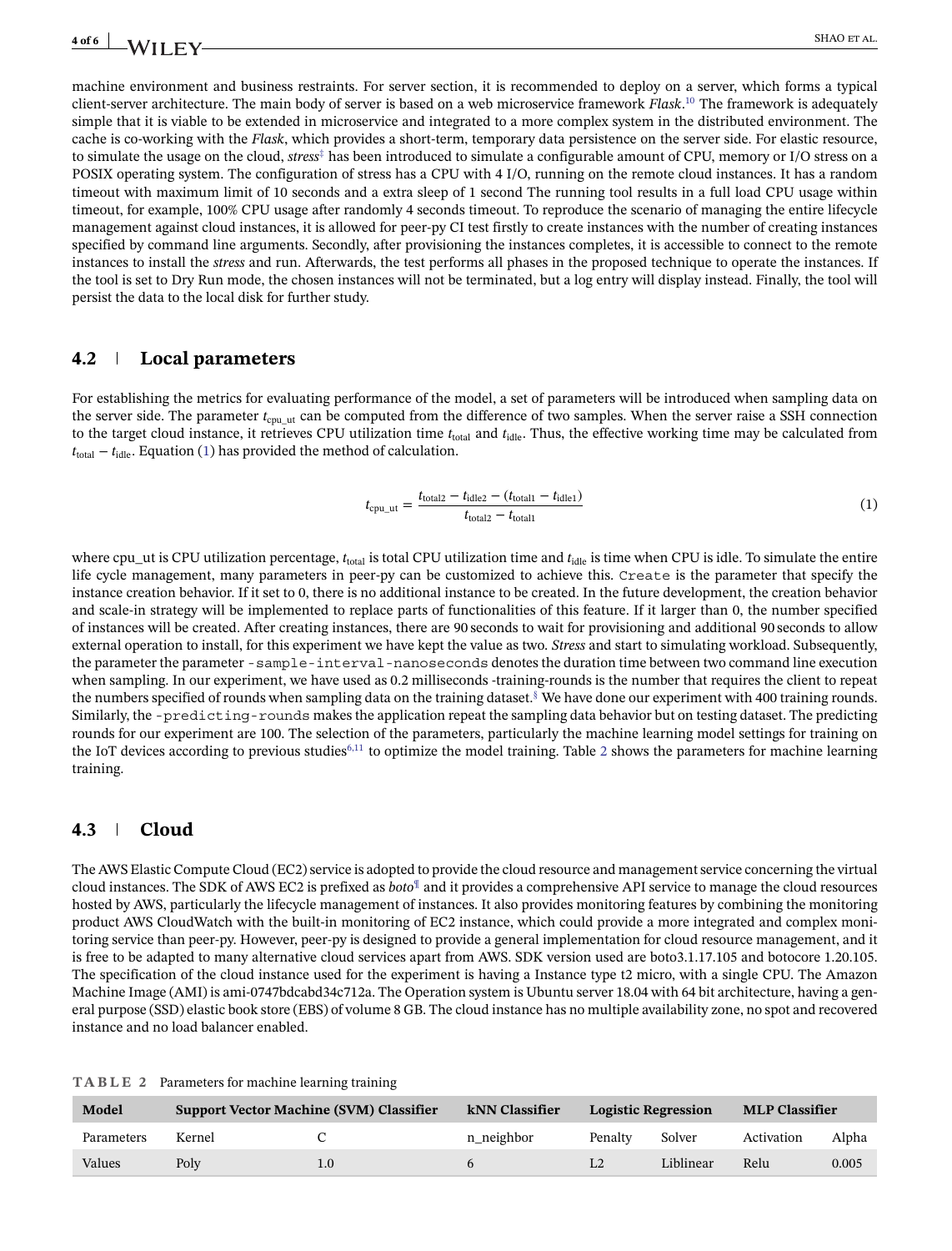machine environment and business restraints. For server section, it is recommended to deploy on a server, which forms a typical client-server architecture. The main body of server is based on a web microservice framework *Flask*.[10] The framework is adequately simple that it is viable to be extended in microservice and integrated to a more complex system in the distributed environment. The cache is co-working with the *Flask*, which provides a short-term, temporary data persistence on the server side. For elastic resource, to simulate the usage on the cloud, *stress*[‡] has been introduced to simulate a configurable amount of CPU, memory or I/O stress on a POSIX operating system. The configuration of stress has a CPU with 4 I/O, running on the remote cloud instances. It has a random timeout with maximum limit of 10 seconds and a extra sleep of 1 second The running tool results in a full load CPU usage within timeout, for example, 100% CPU usage after randomly 4 seconds timeout. To reproduce the scenario of managing the entire lifecycle management against cloud instances, it is allowed for peer-py CI test firstly to create instances with the number of creating instances specified by command line arguments. Secondly, after provisioning the instances completes, it is accessible to connect to the remote instances to install the *stress* and run. Afterwards, the test performs all phases in the proposed technique to operate the instances. If the tool is set to Dry Run mode, the chosen instances will not be terminated, but a log entry will display instead. Finally, the tool will persist the data to the local disk for further study.

## 4.2 Local parameters

For establishing the metrics for evaluating performance of the model, a set of parameters will be introduced when sampling data on the server side. The parameter $t_{\text{cpu\_ut}}$ can be computed from the difference of two samples. When the server raise a SSH connection to the target cloud instance, it retrieves CPU utilization time $t_{\text{total}}$ and $t_{\text{idle}}$. Thus, the effective working time may be calculated from $t_{\text{total}} - t_{\text{idle}}$. Equation (1) has provided the method of calculation.

$$t_{\text{cpu\_ut}} = \frac{t_{\text{total2}} - t_{\text{idle2}} - (t_{\text{total1}} - t_{\text{idle1}})}{t_{\text{total2}} - t_{\text{total1}}} \tag{1}$$

where cpu_ut is CPU utilization percentage, $t_{\text{total}}$ is total CPU utilization time and $t_{\text{idle}}$ is time when CPU is idle. To simulate the entire life cycle management, many parameters in peer-py can be customized to achieve this. `Create` is the parameter that specify the instance creation behavior. If it set to 0, there is no additional instance to be created. In the future development, the creation behavior and scale-in strategy will be implemented to replace parts of functionalities of this feature. If it larger than 0, the number specified of instances will be created. After creating instances, there are 90 seconds to wait for provisioning and additional 90 seconds to allow external operation to install, for this experiment we have kept the value as two. *Stress* and start to simulating workload. Subsequently, the parameter the parameter `-sample-interval-nanoseconds` denotes the duration time between two command line execution when sampling. In our experiment, we have used as 0.2 milliseconds -training-rounds is the number that requires the client to repeat the numbers specified of rounds when sampling data on the training dataset.[§] We have done our experiment with 400 training rounds. Similarly, the `-predicting-rounds` makes the application repeat the sampling data behavior but on testing dataset. The predicting rounds for our experiment are 100. The selection of the parameters, particularly the machine learning model settings for training on the IoT devices according to previous studies[6,11] to optimize the model training. Table 2 shows the parameters for machine learning training.

## 4.3 Cloud

The AWS Elastic Compute Cloud (EC2) service is adopted to provide the cloud resource and management service concerning the virtual cloud instances. The SDK of AWS EC2 is prefixed as *boto*[¶] and it provides a comprehensive API service to manage the cloud resources hosted by AWS, particularly the lifecycle management of instances. It also provides monitoring features by combining the monitoring product AWS CloudWatch with the built-in monitoring of EC2 instance, which could provide a more integrated and complex monitoring service than peer-py. However, peer-py is designed to provide a general implementation for cloud resource management, and it is free to be adapted to many alternative cloud services apart from AWS. SDK version used are boto3.1.17.105 and botocore 1.20.105. The specification of the cloud instance used for the experiment is having a Instance type t2 micro, with a single CPU. The Amazon Machine Image (AMI) is ami-0747bdcabd34c712a. The Operation system is Ubuntu server 18.04 with 64 bit architecture, having a general purpose (SSD) elastic book store (EBS) of volume 8 GB. The cloud instance has no multiple availability zone, no spot and recovered instance and no load balancer enabled.

**TABLE 2** Parameters for machine learning training

| Model | Support Vector Machine (SVM) Classifier | | kNN Classifier | Logistic Regression | | MLP Classifier | |
|---|---|---|---|---|---|---|---|
| Parameters | Kernel | C | n_neighbor | Penalty | Solver | Activation | Alpha |
| Values | Poly | 1.0 | 6 | L2 | Liblinear | Relu | 0.005 |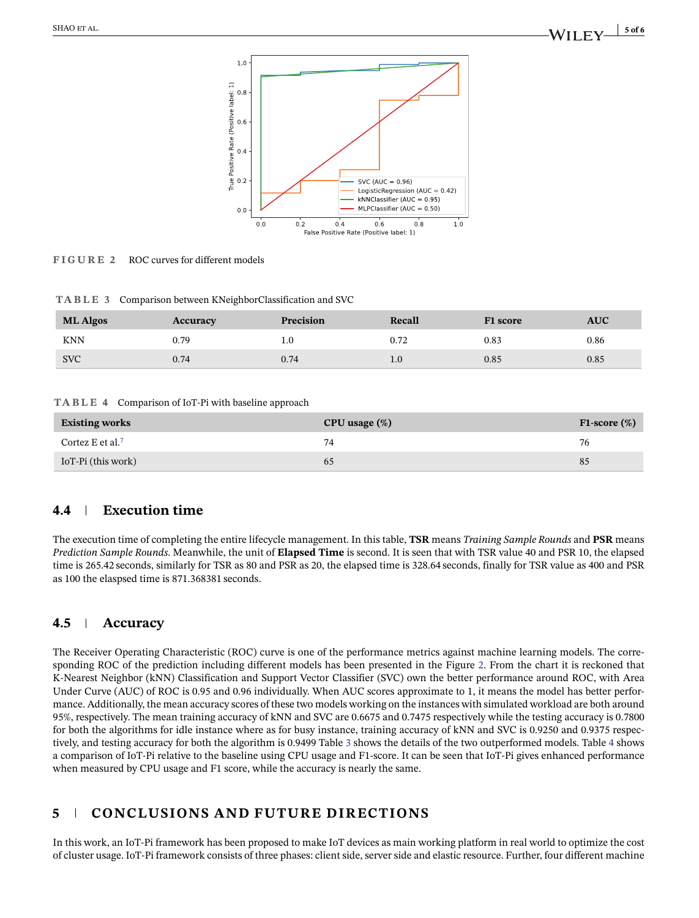FIGURE 2 ROC curves for different models

TABLE 3 Comparison between KNeighborClassification and SVC

| ML Algos | Accuracy | Precision | Recall | F1 score | AUC |
|---|---|---|---|---|---|
| KNN | 0.79 | 1.0 | 0.72 | 0.83 | 0.86 |
| SVC | 0.74 | 0.74 | 1.0 | 0.85 | 0.85 |

TABLE 4 Comparison of IoT-Pi with baseline approach

| Existing works | CPU usage (%) | F1-score (%) |
|---|---|---|
| Cortez E et al.[7] | 74 | 76 |
| IoT-Pi (this work) | 65 | 85 |

## 4.4 | Execution time

The execution time of completing the entire lifecycle management. In this table, **TSR** means *Training Sample Rounds* and **PSR** means *Prediction Sample Rounds*. Meanwhile, the unit of **Elapsed Time** is second. It is seen that with TSR value 40 and PSR 10, the elapsed time is 265.42 seconds, similarly for TSR as 80 and PSR as 20, the elapsed time is 328.64 seconds, finally for TSR value as 400 and PSR as 100 the elaspsed time is 871.368381 seconds.

## 4.5 | Accuracy

The Receiver Operating Characteristic (ROC) curve is one of the performance metrics against machine learning models. The corresponding ROC of the prediction including different models has been presented in the Figure 2. From the chart it is reckoned that K-Nearest Neighbor (kNN) Classification and Support Vector Classifier (SVC) own the better performance around ROC, with Area Under Curve (AUC) of ROC is 0.95 and 0.96 individually. When AUC scores approximate to 1, it means the model has better performance. Additionally, the mean accuracy scores of these two models working on the instances with simulated workload are both around 95%, respectively. The mean training accuracy of kNN and SVC are 0.6675 and 0.7475 respectively while the testing accuracy is 0.7800 for both the algorithms for idle instance where as for busy instance, training accuracy of kNN and SVC is 0.9250 and 0.9375 respectively, and testing accuracy for both the algorithm is 0.9499 Table 3 shows the details of the two outperformed models. Table 4 shows a comparison of IoT-Pi relative to the baseline using CPU usage and F1-score. It can be seen that IoT-Pi gives enhanced performance when measured by CPU usage and F1 score, while the accuracy is nearly the same.

# 5 | CONCLUSIONS AND FUTURE DIRECTIONS

In this work, an IoT-Pi framework has been proposed to make IoT devices as main working platform in real world to optimize the cost of cluster usage. IoT-Pi framework consists of three phases: client side, server side and elastic resource. Further, four different machine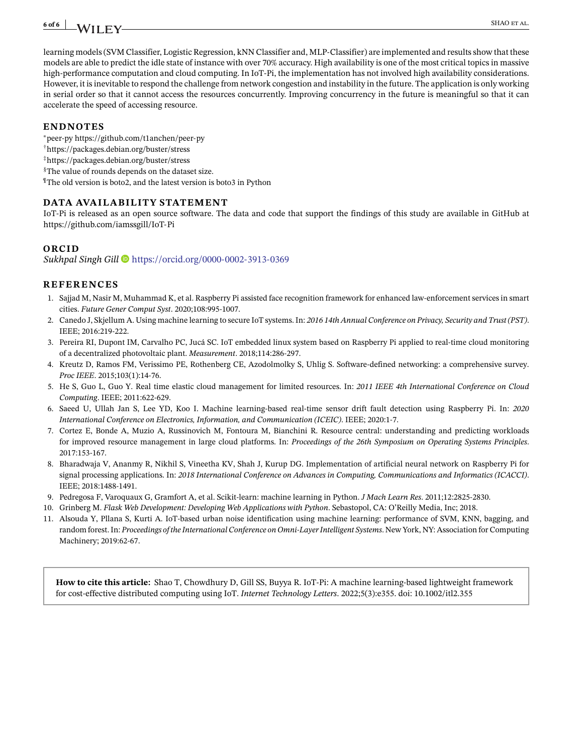learning models (SVM Classifier, Logistic Regression, kNN Classifier and, MLP-Classifier) are implemented and results show that these models are able to predict the idle state of instance with over 70% accuracy. High availability is one of the most critical topics in massive high-performance computation and cloud computing. In IoT-Pi, the implementation has not involved high availability considerations. However, it is inevitable to respond the challenge from network congestion and instability in the future. The application is only working in serial order so that it cannot access the resources concurrently. Improving concurrency in the future is meaningful so that it can accelerate the speed of accessing resource.

## ENDNOTES

[*] peer-py https://github.com/t1anchen/peer-py

[†] https://packages.debian.org/buster/stress

[‡] https://packages.debian.org/buster/stress

[§] The value of rounds depends on the dataset size.

[¶] The old version is boto2, and the latest version is boto3 in Python

## DATA AVAILABILITY STATEMENT

IoT-Pi is released as an open source software. The data and code that support the findings of this study are available in GitHub at https://github.com/iamssgill/IoT-Pi

## ORCID

*Sukhpal Singh Gill* https://orcid.org/0000-0002-3913-0369

## REFERENCES

1. Sajjad M, Nasir M, Muhammad K, et al. Raspberry Pi assisted face recognition framework for enhanced law-enforcement services in smart cities. *Future Gener Comput Syst*. 2020;108:995-1007.
2. Canedo J, Skjellum A. Using machine learning to secure IoT systems. In: *2016 14th Annual Conference on Privacy, Security and Trust (PST)*. IEEE; 2016:219-222.
3. Pereira RI, Dupont IM, Carvalho PC, Jucá SC. IoT embedded linux system based on Raspberry Pi applied to real-time cloud monitoring of a decentralized photovoltaic plant. *Measurement*. 2018;114:286-297.
4. Kreutz D, Ramos FM, Verissimo PE, Rothenberg CE, Azodolmolky S, Uhlig S. Software-defined networking: a comprehensive survey. *Proc IEEE*. 2015;103(1):14-76.
5. He S, Guo L, Guo Y. Real time elastic cloud management for limited resources. In: *2011 IEEE 4th International Conference on Cloud Computing*. IEEE; 2011:622-629.
6. Saeed U, Ullah Jan S, Lee YD, Koo I. Machine learning-based real-time sensor drift fault detection using Raspberry Pi. In: *2020 International Conference on Electronics, Information, and Communication (ICEIC)*. IEEE; 2020:1-7.
7. Cortez E, Bonde A, Muzio A, Russinovich M, Fontoura M, Bianchini R. Resource central: understanding and predicting workloads for improved resource management in large cloud platforms. In: *Proceedings of the 26th Symposium on Operating Systems Principles*. 2017:153-167.
8. Bharadwaja V, Ananmy R, Nikhil S, Vineetha KV, Shah J, Kurup DG. Implementation of artificial neural network on Raspberry Pi for signal processing applications. In: *2018 International Conference on Advances in Computing, Communications and Informatics (ICACCI)*. IEEE; 2018:1488-1491.
9. Pedregosa F, Varoquaux G, Gramfort A, et al. Scikit-learn: machine learning in Python. *J Mach Learn Res*. 2011;12:2825-2830.
10. Grinberg M. *Flask Web Development: Developing Web Applications with Python*. Sebastopol, CA: O'Reilly Media, Inc; 2018.
11. Alsouda Y, Pllana S, Kurti A. IoT-based urban noise identification using machine learning: performance of SVM, KNN, bagging, and random forest. In: *Proceedings of the International Conference on Omni-Layer Intelligent Systems*. New York, NY: Association for Computing Machinery; 2019:62-67.

**How to cite this article:** Shao T, Chowdhury D, Gill SS, Buyya R. IoT-Pi: A machine learning-based lightweight framework for cost-effective distributed computing using IoT. *Internet Technology Letters*. 2022;5(3):e355. doi: 10.1002/itl2.355